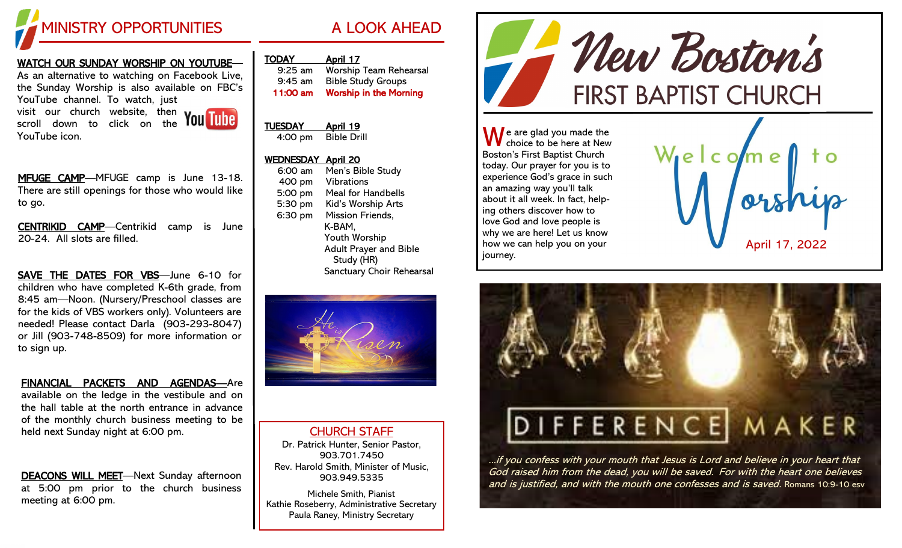# MINISTRY OPPORTUNITIES

**WATCH OUR SUNDAY WORSHIP ON YOUTUBE**—As an alternative to watching on Facebook Live, the Sunday Worship is also available on FBC's YouTube channel. To watch, just visit our church website, then scroll down to click on the YouTube icon.

**MFUGE CAMP**—MFUGE camp is June 13-18. There are still openings for those who would like to go.

**CENTRIKID CAMP**—Centrikid camp is June 20-24. All slots are filled.

**SAVE THE DATES FOR VBS**—June 6-10 for children who have completed K-6th grade, from 8:45 am—Noon. (Nursery/Preschool classes are for the kids of VBS workers only). Volunteers are needed! Please contact Darla (903-293-8047) or Jill (903-748-8509) for more information or to sign up.

**FINANCIAL PACKETS AND AGENDAS**—Are available on the ledge in the vestibule and on the hall table at the north entrance in advance of the monthly church business meeting to be held next Sunday night at 6:00 pm.

**DEACONS WILL MEET**—Next Sunday afternoon at 5:00 pm prior to the church business meeting at 6:00 pm.

# A LOOK AHEAD

**TODAY** — **April 17**
- 9:25 am — Worship Team Rehearsal
- 9:45 am — Bible Study Groups
- **11:00 am — Worship in the Morning**

**TUESDAY** — **April 19**
- 4:00 pm — Bible Drill

**WEDNESDAY** — **April 20**
- 6:00 am — Men's Bible Study
- 400 pm — Vibrations
- 5:00 pm — Meal for Handbells
- 5:30 pm — Kid's Worship Arts
- 6:30 pm — Mission Friends, K-BAM, Youth Worship, Adult Prayer and Bible Study (HR), Sanctuary Choir Rehearsal

## CHURCH STAFF

Dr. Patrick Hunter, Senior Pastor, 903.701.7450
Rev. Harold Smith, Minister of Music, 903.949.5335

Michele Smith, Pianist
Kathie Roseberry, Administrative Secretary
Paula Raney, Ministry Secretary

# New Boston's FIRST BAPTIST CHURCH

We are glad you made the choice to be here at New Boston's First Baptist Church today. Our prayer for you is to experience God's grace in such an amazing way you'll talk about it all week. In fact, helping others discover how to love God and love people is why we are here! Let us know how we can help you on your journey.

Welcome to Worship

April 17, 2022

DIFFERENCE MAKER

*...if you confess with your mouth that Jesus is Lord and believe in your heart that God raised him from the dead, you will be saved. For with the heart one believes and is justified, and with the mouth one confesses and is saved.* Romans 10:9-10 ESV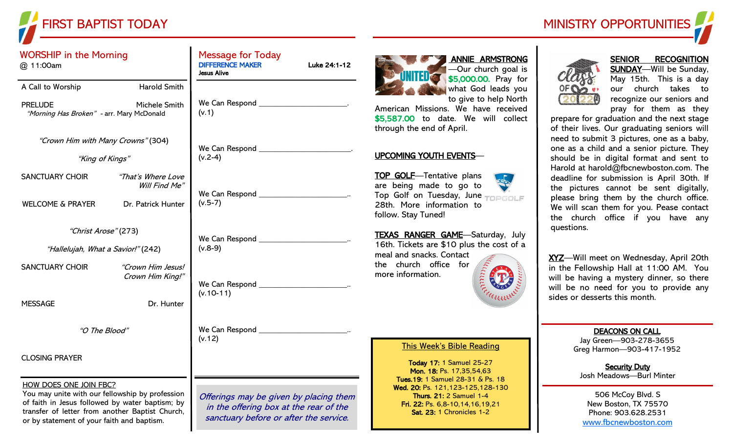# FIRST BAPTIST TODAY

## WORSHIP in the Morning
@ 11:00am

A Call to Worship — Harold Smith

PRELUDE — Michele Smith
*"Morning Has Broken"* - arr. Mary McDonald

*"Crown Him with Many Crowns"* (304)

*"King of Kings"*

SANCTUARY CHOIR — *"That's Where Love Will Find Me"*

WELCOME & PRAYER — Dr. Patrick Hunter

*"Christ Arose"* (273)

*"Hallelujah, What a Savior!"* (242)

SANCTUARY CHOIR — *"Crown Him Jesus! Crown Him King!"*

MESSAGE — Dr. Hunter

*"O The Blood"*

CLOSING PRAYER

**HOW DOES ONE JOIN FBC?**
You may unite with our fellowship by profession of faith in Jesus followed by water baptism; by transfer of letter from another Baptist Church, or by statement of your faith and baptism.

## Message for Today
**DIFFERENCE MAKER** — **Luke 24:1-12**
**Jesus Alive**

We Can Respond ____________________.
(v.1)

We Can Respond ____________________.
(v.2-4)

We Can Respond ____________________.
(v.5-7)

We Can Respond ____________________.
(v.8-9)

We Can Respond ____________________.
(v.10-11)

We Can Respond ____________________.
(v.12)

*Offerings may be given by placing them in the offering box at the rear of the sanctuary before or after the service.*

# MINISTRY OPPORTUNITIES

**ANNIE ARMSTRONG**—Our church goal is $5,000.00. Pray for what God leads you to give to help North American Missions. We have received $5,587.00 to date. We will collect through the end of April.

**UPCOMING YOUTH EVENTS**—

**TOP GOLF**—Tentative plans are being made to go to Top Golf on Tuesday, June 28th. More information to follow. Stay Tuned!

**TEXAS RANGER GAME**—Saturday, July 16th. Tickets are $10 plus the cost of a meal and snacks. Contact the church office for more information.

**This Week's Bible Reading**

**Today 17:** 1 Samuel 25-27
**Mon. 18:** Ps. 17,35,54,63
**Tues.19:** 1 Samuel 28-31 & Ps. 18
**Wed. 20:** Ps. 121,123-125,128-130
**Thurs. 21:** 2 Samuel 1-4
**Fri. 22:** Ps. 6,8-10,14,16,19,21
**Sat. 23:** 1 Chronicles 1-2

**SENIOR RECOGNITION SUNDAY**—Will be Sunday, May 15th. This is a day our church takes to recognize our seniors and pray for them as they prepare for graduation and the next stage of their lives. Our graduating seniors will need to submit 3 pictures, one as a baby, one as a child and a senior picture. They should be in digital format and sent to Harold at harold@fbcnewboston.com. The deadline for submission is April 30th. If the pictures cannot be sent digitally, please bring them by the church office. We will scan them for you. Pease contact the church office if you have any questions.

**XYZ**—Will meet on Wednesday, April 20th in the Fellowship Hall at 11:00 AM. You will be having a mystery dinner, so there will be no need for you to provide any sides or desserts this month.

**DEACONS ON CALL**
Jay Green—903-278-3655
Greg Harmon—903-417-1952

**Security Duty**
Josh Meadows—Burl Minter

506 McCoy Blvd. S
New Boston, TX 75570
Phone: 903.628.2531
www.fbcnewboston.com